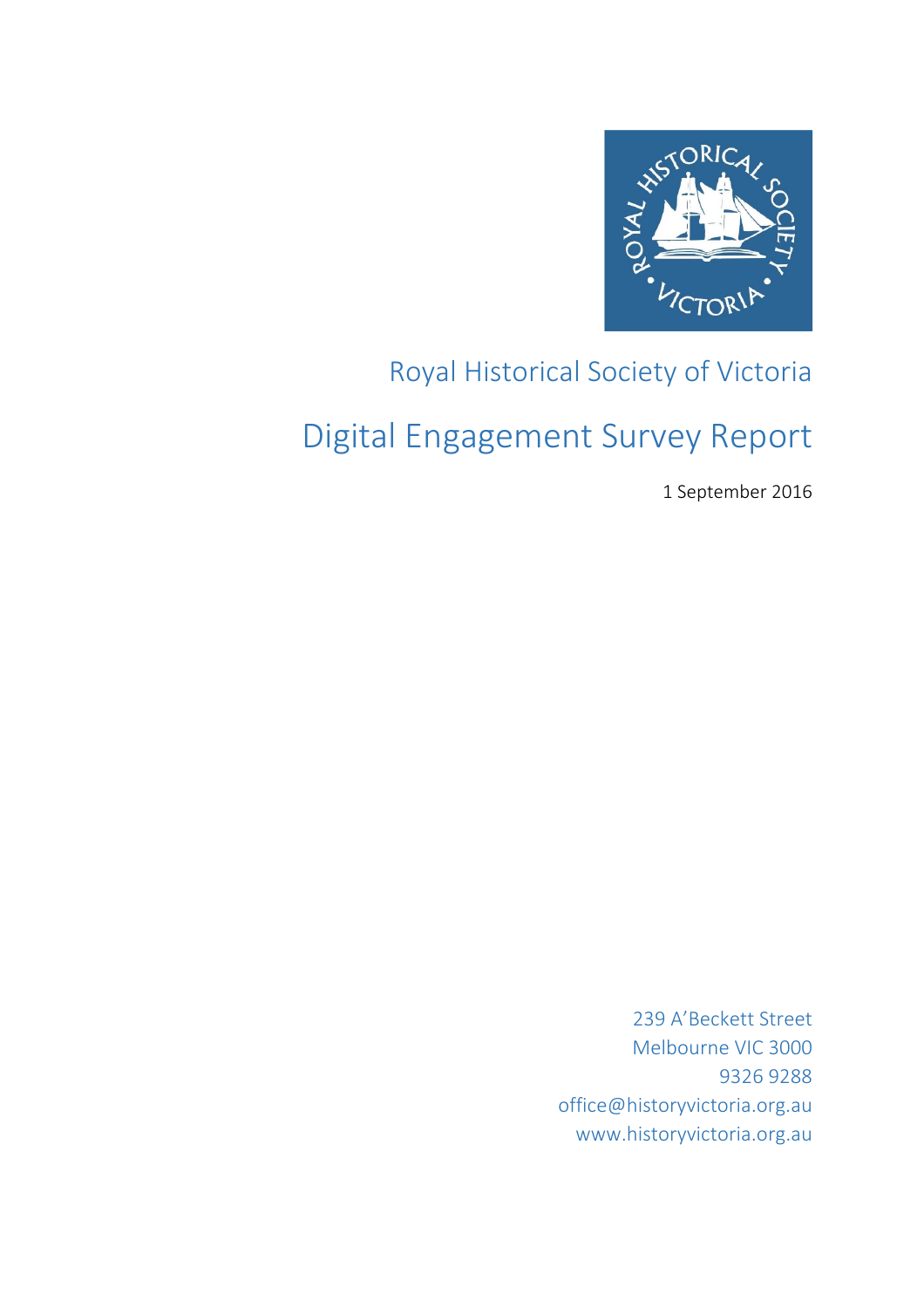Royal Historical Society of Victoria

# Digital Engagement Survey Report

1 September 2016

239 A'Beckett Street
Melbourne VIC 3000
9326 9288
office@historyvictoria.org.au
www.historyvictoria.org.au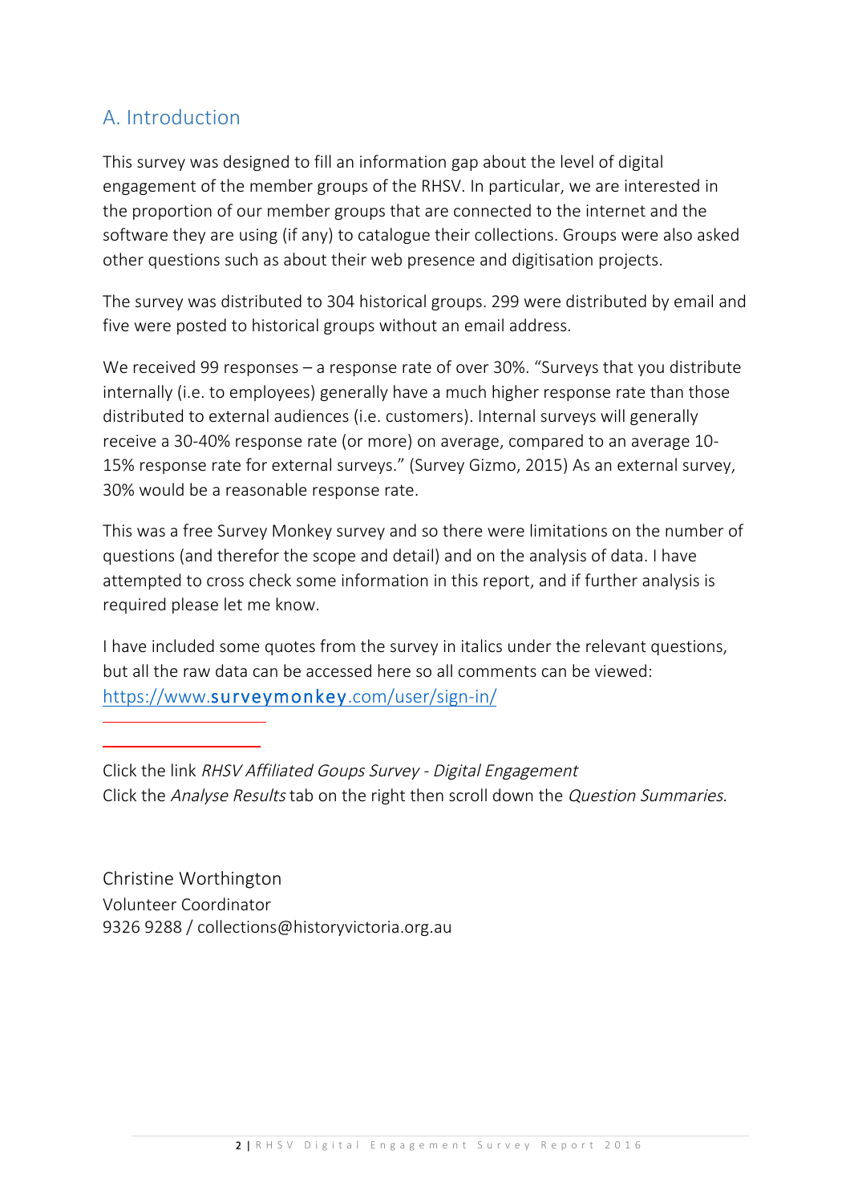## A. Introduction

This survey was designed to fill an information gap about the level of digital engagement of the member groups of the RHSV. In particular, we are interested in the proportion of our member groups that are connected to the internet and the software they are using (if any) to catalogue their collections. Groups were also asked other questions such as about their web presence and digitisation projects.

The survey was distributed to 304 historical groups. 299 were distributed by email and five were posted to historical groups without an email address.

We received 99 responses – a response rate of over 30%. "Surveys that you distribute internally (i.e. to employees) generally have a much higher response rate than those distributed to external audiences (i.e. customers). Internal surveys will generally receive a 30-40% response rate (or more) on average, compared to an average 10-15% response rate for external surveys." (Survey Gizmo, 2015) As an external survey, 30% would be a reasonable response rate.

This was a free Survey Monkey survey and so there were limitations on the number of questions (and therefor the scope and detail) and on the analysis of data. I have attempted to cross check some information in this report, and if further analysis is required please let me know.

I have included some quotes from the survey in italics under the relevant questions, but all the raw data can be accessed here so all comments can be viewed: https://www.surveymonkey.com/user/sign-in/

Click the link *RHSV Affiliated Goups Survey - Digital Engagement*
Click the *Analyse Results* tab on the right then scroll down the *Question Summaries*.

Christine Worthington
Volunteer Coordinator
9326 9288 / collections@historyvictoria.org.au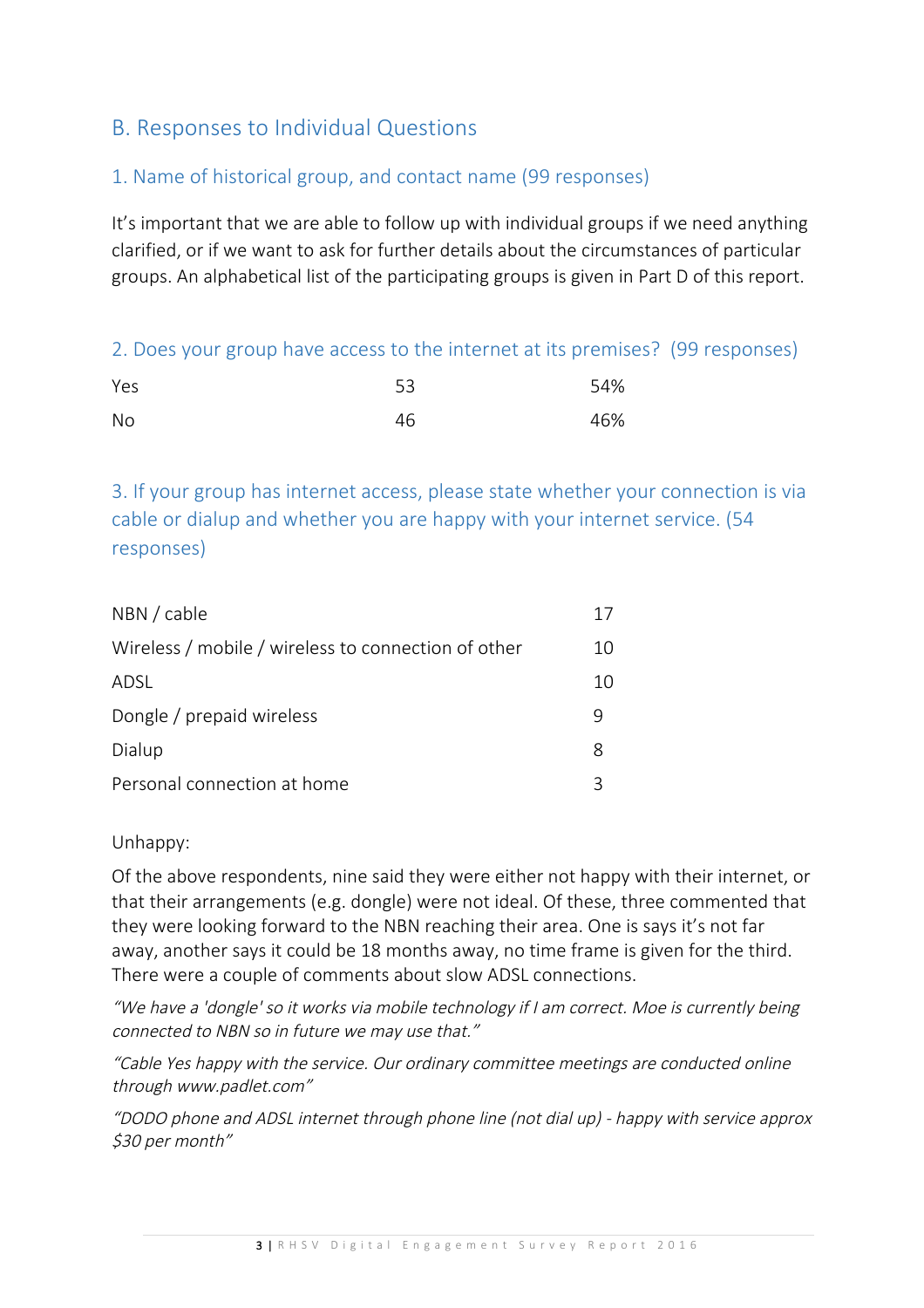## B. Responses to Individual Questions

### 1. Name of historical group, and contact name (99 responses)

It's important that we are able to follow up with individual groups if we need anything clarified, or if we want to ask for further details about the circumstances of particular groups. An alphabetical list of the participating groups is given in Part D of this report.

### 2. Does your group have access to the internet at its premises? (99 responses)

| | | |
|---|---|---|
| Yes | 53 | 54% |
| No | 46 | 46% |

### 3. If your group has internet access, please state whether your connection is via cable or dialup and whether you are happy with your internet service. (54 responses)

| | |
|---|---|
| NBN / cable | 17 |
| Wireless / mobile / wireless to connection of other | 10 |
| ADSL | 10 |
| Dongle / prepaid wireless | 9 |
| Dialup | 8 |
| Personal connection at home | 3 |

Unhappy:

Of the above respondents, nine said they were either not happy with their internet, or that their arrangements (e.g. dongle) were not ideal. Of these, three commented that they were looking forward to the NBN reaching their area. One is says it's not far away, another says it could be 18 months away, no time frame is given for the third. There were a couple of comments about slow ADSL connections.

*"We have a 'dongle' so it works via mobile technology if I am correct. Moe is currently being connected to NBN so in future we may use that."*

*"Cable Yes happy with the service. Our ordinary committee meetings are conducted online through www.padlet.com"*

*"DODO phone and ADSL internet through phone line (not dial up) - happy with service approx $30 per month"*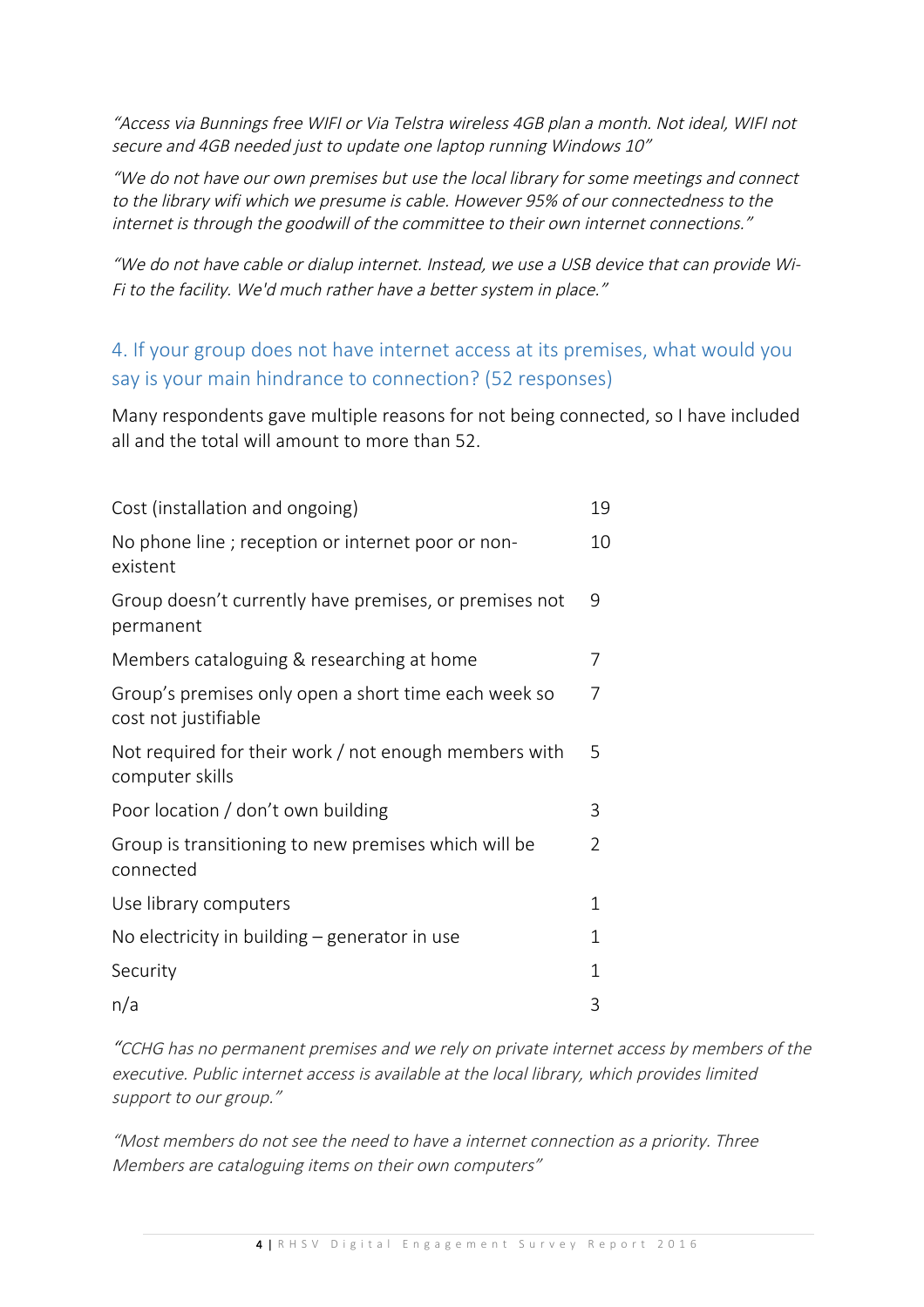*"Access via Bunnings free WIFI or Via Telstra wireless 4GB plan a month. Not ideal, WIFI not secure and 4GB needed just to update one laptop running Windows 10"*

*"We do not have our own premises but use the local library for some meetings and connect to the library wifi which we presume is cable. However 95% of our connectedness to the internet is through the goodwill of the committee to their own internet connections."*

*"We do not have cable or dialup internet. Instead, we use a USB device that can provide Wi-Fi to the facility. We'd much rather have a better system in place."*

## 4. If your group does not have internet access at its premises, what would you say is your main hindrance to connection? (52 responses)

Many respondents gave multiple reasons for not being connected, so I have included all and the total will amount to more than 52.

| | |
|---|---|
| Cost (installation and ongoing) | 19 |
| No phone line ; reception or internet poor or non-existent | 10 |
| Group doesn't currently have premises, or premises not permanent | 9 |
| Members cataloguing & researching at home | 7 |
| Group's premises only open a short time each week so cost not justifiable | 7 |
| Not required for their work / not enough members with computer skills | 5 |
| Poor location / don't own building | 3 |
| Group is transitioning to new premises which will be connected | 2 |
| Use library computers | 1 |
| No electricity in building – generator in use | 1 |
| Security | 1 |
| n/a | 3 |

*"CCHG has no permanent premises and we rely on private internet access by members of the executive. Public internet access is available at the local library, which provides limited support to our group."*

*"Most members do not see the need to have a internet connection as a priority. Three Members are cataloguing items on their own computers"*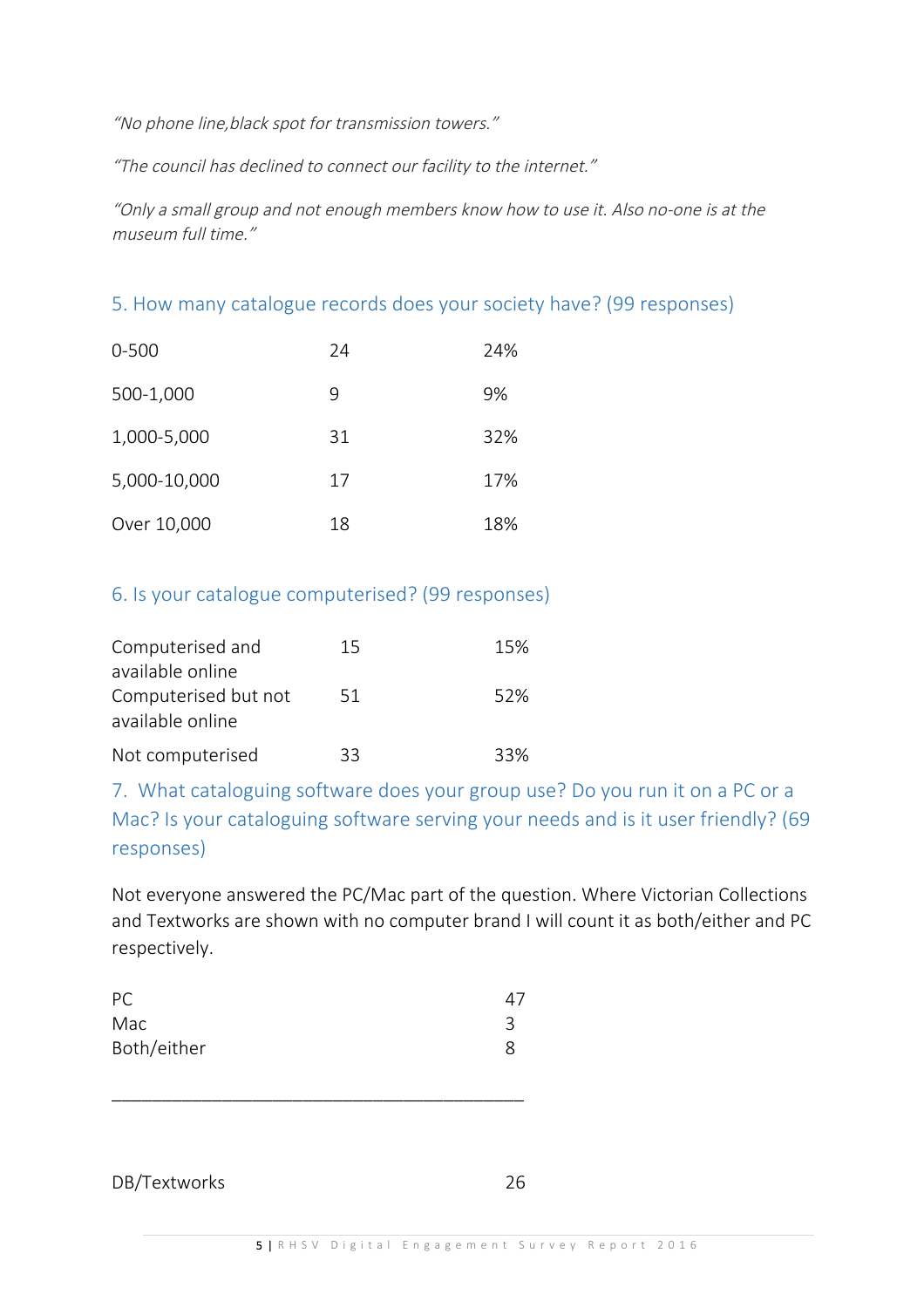*“No phone line,black spot for transmission towers.”*

*“The council has declined to connect our facility to the internet.”*

*“Only a small group and not enough members know how to use it. Also no-one is at the museum full time.”*

## 5. How many catalogue records does your society have? (99 responses)

| | | |
|---|---|---|
| 0-500 | 24 | 24% |
| 500-1,000 | 9 | 9% |
| 1,000-5,000 | 31 | 32% |
| 5,000-10,000 | 17 | 17% |
| Over 10,000 | 18 | 18% |

## 6. Is your catalogue computerised? (99 responses)

| | | |
|---|---|---|
| Computerised and available online | 15 | 15% |
| Computerised but not available online | 51 | 52% |
| Not computerised | 33 | 33% |

## 7. What cataloguing software does your group use? Do you run it on a PC or a Mac? Is your cataloguing software serving your needs and is it user friendly? (69 responses)

Not everyone answered the PC/Mac part of the question. Where Victorian Collections and Textworks are shown with no computer brand I will count it as both/either and PC respectively.

| | |
|---|---|
| PC | 47 |
| Mac | 3 |
| Both/either | 8 |

_______________________________________________

| | |
|---|---|
| DB/Textworks | 26 |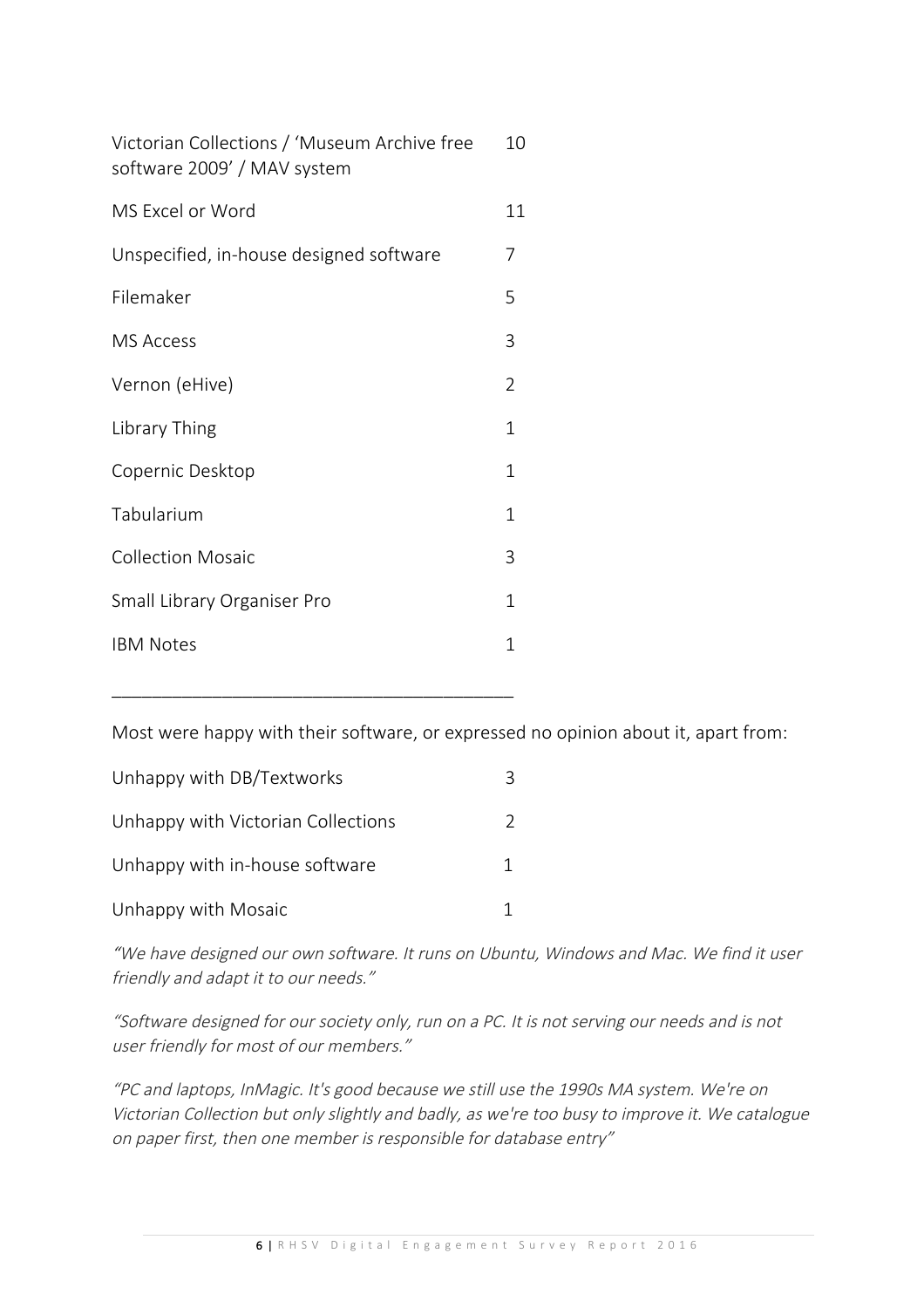| | |
|---|---|
| Victorian Collections / 'Museum Archive free software 2009' / MAV system | 10 |
| MS Excel or Word | 11 |
| Unspecified, in-house designed software | 7 |
| Filemaker | 5 |
| MS Access | 3 |
| Vernon (eHive) | 2 |
| Library Thing | 1 |
| Copernic Desktop | 1 |
| Tabularium | 1 |
| Collection Mosaic | 3 |
| Small Library Organiser Pro | 1 |
| IBM Notes | 1 |

---

Most were happy with their software, or expressed no opinion about it, apart from:

| | |
|---|---|
| Unhappy with DB/Textworks | 3 |
| Unhappy with Victorian Collections | 2 |
| Unhappy with in-house software | 1 |
| Unhappy with Mosaic | 1 |

*"We have designed our own software. It runs on Ubuntu, Windows and Mac. We find it user friendly and adapt it to our needs."*

*"Software designed for our society only, run on a PC. It is not serving our needs and is not user friendly for most of our members."*

*"PC and laptops, InMagic. It's good because we still use the 1990s MA system. We're on Victorian Collection but only slightly and badly, as we're too busy to improve it. We catalogue on paper first, then one member is responsible for database entry"*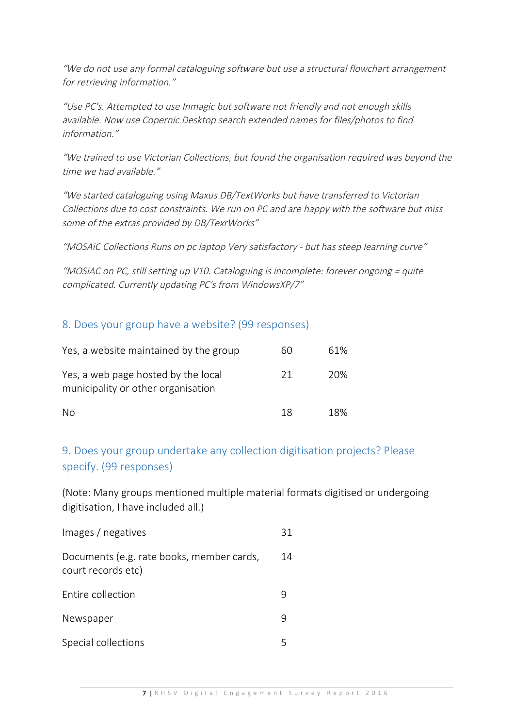*“We do not use any formal cataloguing software but use a structural flowchart arrangement for retrieving information.”*

*“Use PC's. Attempted to use Inmagic but software not friendly and not enough skills available. Now use Copernic Desktop search extended names for files/photos to find information.”*

*“We trained to use Victorian Collections, but found the organisation required was beyond the time we had available.”*

*“We started cataloguing using Maxus DB/TextWorks but have transferred to Victorian Collections due to cost constraints. We run on PC and are happy with the software but miss some of the extras provided by DB/TexrWorks”*

*“MOSAiC Collections Runs on pc laptop Very satisfactory - but has steep learning curve”*

*“MOSiAC on PC, still setting up V10. Cataloguing is incomplete: forever ongoing = quite complicated. Currently updating PC's from WindowsXP/7”*

## 8. Does your group have a website? (99 responses)

| | | |
|---|---|---|
| Yes, a website maintained by the group | 60 | 61% |
| Yes, a web page hosted by the local municipality or other organisation | 21 | 20% |
| No | 18 | 18% |

## 9. Does your group undertake any collection digitisation projects? Please specify. (99 responses)

(Note: Many groups mentioned multiple material formats digitised or undergoing digitisation, I have included all.)

| | |
|---|---|
| Images / negatives | 31 |
| Documents (e.g. rate books, member cards, court records etc) | 14 |
| Entire collection | 9 |
| Newspaper | 9 |
| Special collections | 5 |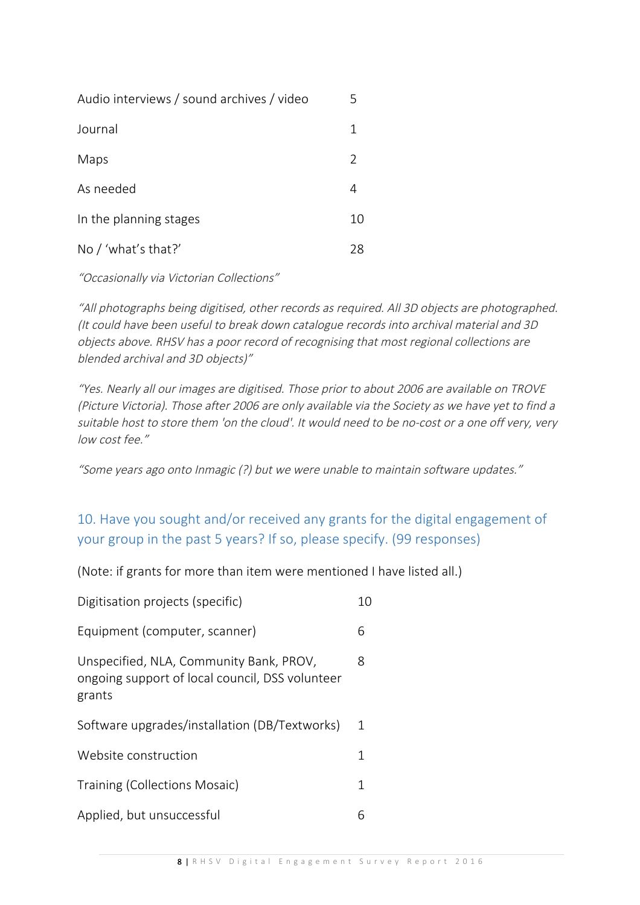| | |
|---|---|
| Audio interviews / sound archives / video | 5 |
| Journal | 1 |
| Maps | 2 |
| As needed | 4 |
| In the planning stages | 10 |
| No / 'what's that?' | 28 |

*"Occasionally via Victorian Collections"*

*"All photographs being digitised, other records as required. All 3D objects are photographed. (It could have been useful to break down catalogue records into archival material and 3D objects above. RHSV has a poor record of recognising that most regional collections are blended archival and 3D objects)"*

*"Yes. Nearly all our images are digitised. Those prior to about 2006 are available on TROVE (Picture Victoria). Those after 2006 are only available via the Society as we have yet to find a suitable host to store them 'on the cloud'. It would need to be no-cost or a one off very, very low cost fee."*

*"Some years ago onto Inmagic (?) but we were unable to maintain software updates."*

## 10. Have you sought and/or received any grants for the digital engagement of your group in the past 5 years? If so, please specify. (99 responses)

(Note: if grants for more than item were mentioned I have listed all.)

| | |
|---|---|
| Digitisation projects (specific) | 10 |
| Equipment (computer, scanner) | 6 |
| Unspecified, NLA, Community Bank, PROV, ongoing support of local council, DSS volunteer grants | 8 |
| Software upgrades/installation (DB/Textworks) | 1 |
| Website construction | 1 |
| Training (Collections Mosaic) | 1 |
| Applied, but unsuccessful | 6 |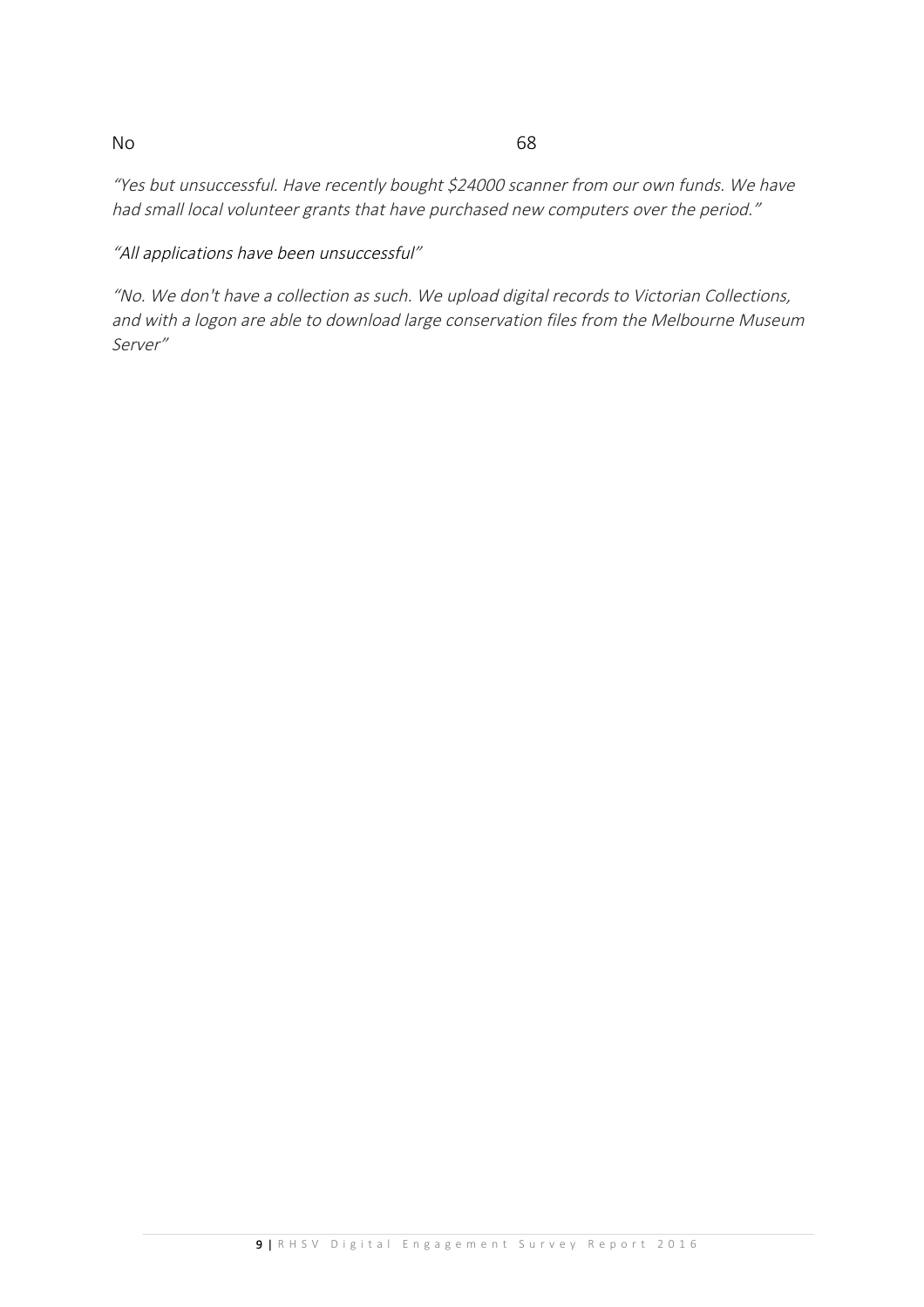| No | 68 |
|---|---|

*"Yes but unsuccessful. Have recently bought $24000 scanner from our own funds. We have had small local volunteer grants that have purchased new computers over the period."*

*"All applications have been unsuccessful"*

*"No. We don't have a collection as such. We upload digital records to Victorian Collections, and with a logon are able to download large conservation files from the Melbourne Museum Server"*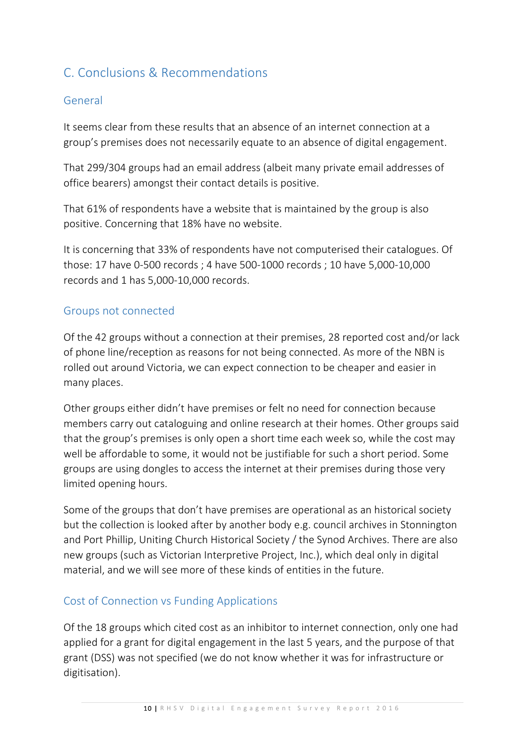## C. Conclusions & Recommendations

### General

It seems clear from these results that an absence of an internet connection at a group's premises does not necessarily equate to an absence of digital engagement.

That 299/304 groups had an email address (albeit many private email addresses of office bearers) amongst their contact details is positive.

That 61% of respondents have a website that is maintained by the group is also positive. Concerning that 18% have no website.

It is concerning that 33% of respondents have not computerised their catalogues. Of those: 17 have 0-500 records ; 4 have 500-1000 records ; 10 have 5,000-10,000 records and 1 has 5,000-10,000 records.

### Groups not connected

Of the 42 groups without a connection at their premises, 28 reported cost and/or lack of phone line/reception as reasons for not being connected. As more of the NBN is rolled out around Victoria, we can expect connection to be cheaper and easier in many places.

Other groups either didn't have premises or felt no need for connection because members carry out cataloguing and online research at their homes. Other groups said that the group's premises is only open a short time each week so, while the cost may well be affordable to some, it would not be justifiable for such a short period. Some groups are using dongles to access the internet at their premises during those very limited opening hours.

Some of the groups that don't have premises are operational as an historical society but the collection is looked after by another body e.g. council archives in Stonnington and Port Phillip, Uniting Church Historical Society / the Synod Archives. There are also new groups (such as Victorian Interpretive Project, Inc.), which deal only in digital material, and we will see more of these kinds of entities in the future.

### Cost of Connection vs Funding Applications

Of the 18 groups which cited cost as an inhibitor to internet connection, only one had applied for a grant for digital engagement in the last 5 years, and the purpose of that grant (DSS) was not specified (we do not know whether it was for infrastructure or digitisation).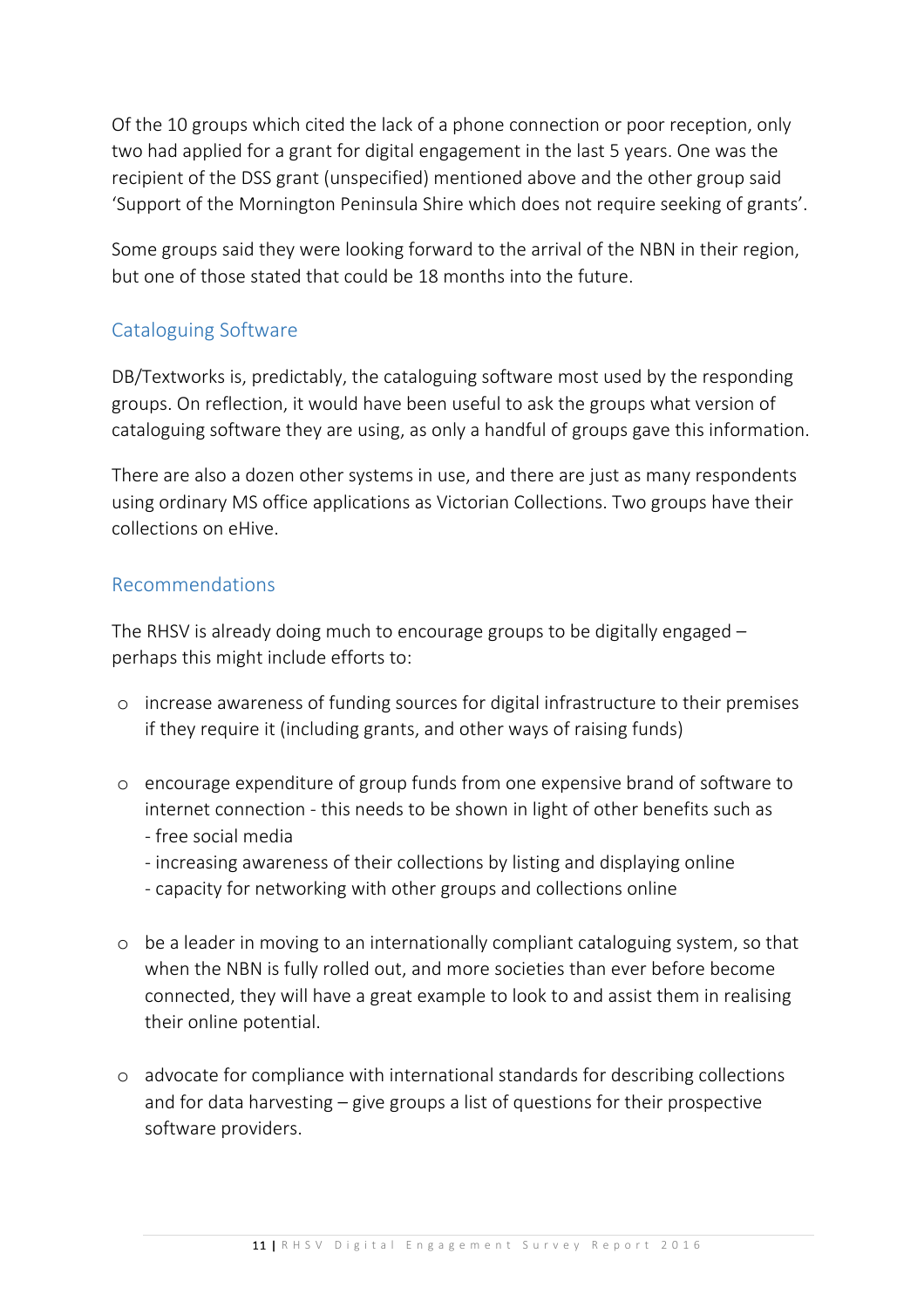Of the 10 groups which cited the lack of a phone connection or poor reception, only two had applied for a grant for digital engagement in the last 5 years. One was the recipient of the DSS grant (unspecified) mentioned above and the other group said 'Support of the Mornington Peninsula Shire which does not require seeking of grants'.

Some groups said they were looking forward to the arrival of the NBN in their region, but one of those stated that could be 18 months into the future.

## Cataloguing Software

DB/Textworks is, predictably, the cataloguing software most used by the responding groups. On reflection, it would have been useful to ask the groups what version of cataloguing software they are using, as only a handful of groups gave this information.

There are also a dozen other systems in use, and there are just as many respondents using ordinary MS office applications as Victorian Collections. Two groups have their collections on eHive.

## Recommendations

The RHSV is already doing much to encourage groups to be digitally engaged – perhaps this might include efforts to:

- increase awareness of funding sources for digital infrastructure to their premises if they require it (including grants, and other ways of raising funds)

- encourage expenditure of group funds from one expensive brand of software to internet connection - this needs to be shown in light of other benefits such as
  - free social media
  - increasing awareness of their collections by listing and displaying online
  - capacity for networking with other groups and collections online

- be a leader in moving to an internationally compliant cataloguing system, so that when the NBN is fully rolled out, and more societies than ever before become connected, they will have a great example to look to and assist them in realising their online potential.

- advocate for compliance with international standards for describing collections and for data harvesting – give groups a list of questions for their prospective software providers.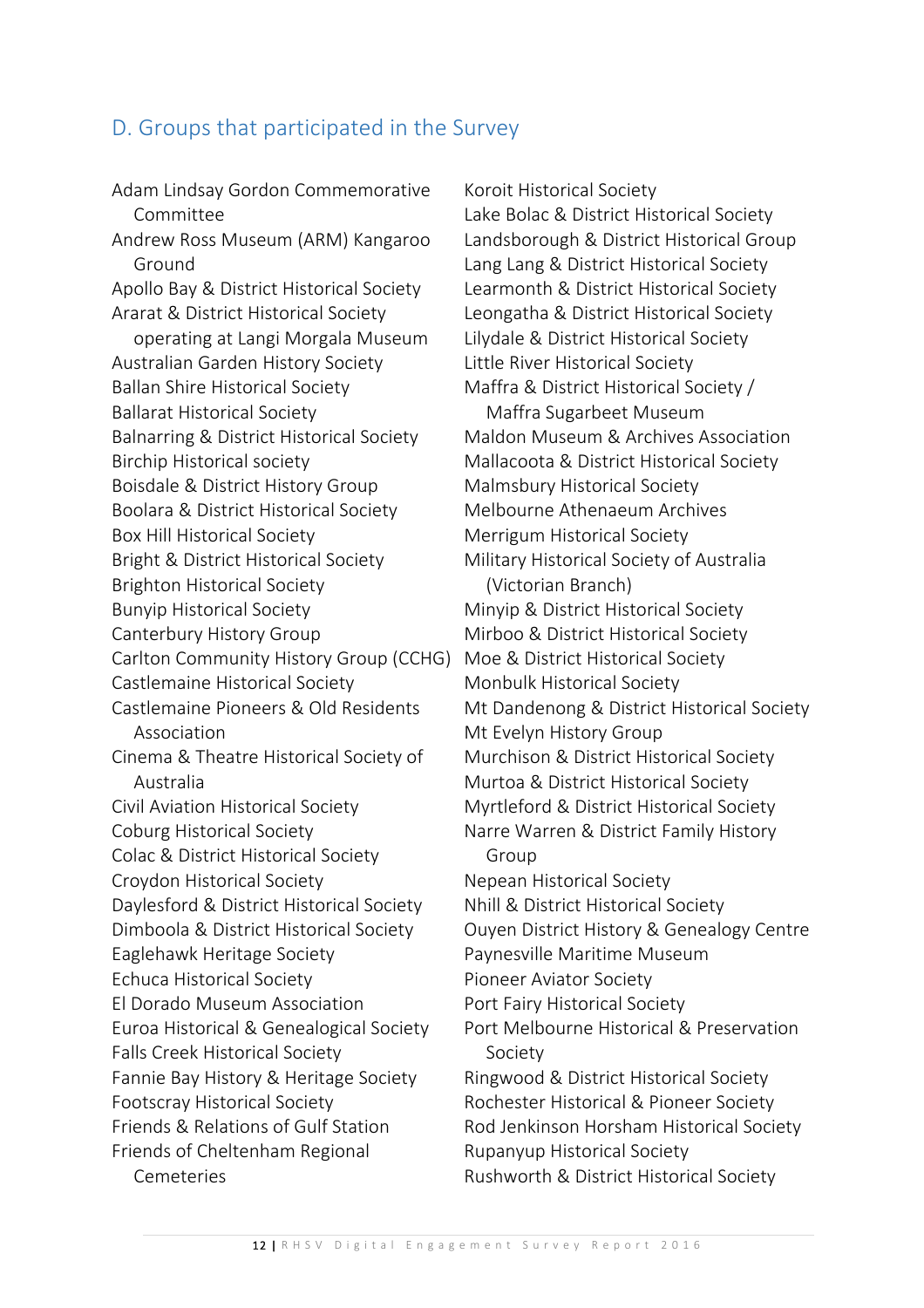## D. Groups that participated in the Survey

Adam Lindsay Gordon Commemorative Committee
Andrew Ross Museum (ARM) Kangaroo Ground
Apollo Bay & District Historical Society
Ararat & District Historical Society operating at Langi Morgala Museum
Australian Garden History Society
Ballan Shire Historical Society
Ballarat Historical Society
Balnarring & District Historical Society
Birchip Historical society
Boisdale & District History Group
Boolara & District Historical Society
Box Hill Historical Society
Bright & District Historical Society
Brighton Historical Society
Bunyip Historical Society
Canterbury History Group
Carlton Community History Group (CCHG)
Castlemaine Historical Society
Castlemaine Pioneers & Old Residents Association
Cinema & Theatre Historical Society of Australia
Civil Aviation Historical Society
Coburg Historical Society
Colac & District Historical Society
Croydon Historical Society
Daylesford & District Historical Society
Dimboola & District Historical Society
Eaglehawk Heritage Society
Echuca Historical Society
El Dorado Museum Association
Euroa Historical & Genealogical Society
Falls Creek Historical Society
Fannie Bay History & Heritage Society
Footscray Historical Society
Friends & Relations of Gulf Station
Friends of Cheltenham Regional Cemeteries
Koroit Historical Society
Lake Bolac & District Historical Society
Landsborough & District Historical Group
Lang Lang & District Historical Society
Learmonth & District Historical Society
Leongatha & District Historical Society
Lilydale & District Historical Society
Little River Historical Society
Maffra & District Historical Society / Maffra Sugarbeet Museum
Maldon Museum & Archives Association
Mallacoota & District Historical Society
Malmsbury Historical Society
Melbourne Athenaeum Archives
Merrigum Historical Society
Military Historical Society of Australia (Victorian Branch)
Minyip & District Historical Society
Mirboo & District Historical Society
Moe & District Historical Society
Monbulk Historical Society
Mt Dandenong & District Historical Society
Mt Evelyn History Group
Murchison & District Historical Society
Murtoa & District Historical Society
Myrtleford & District Historical Society
Narre Warren & District Family History Group
Nepean Historical Society
Nhill & District Historical Society
Ouyen District History & Genealogy Centre
Paynesville Maritime Museum
Pioneer Aviator Society
Port Fairy Historical Society
Port Melbourne Historical & Preservation Society
Ringwood & District Historical Society
Rochester Historical & Pioneer Society
Rod Jenkinson Horsham Historical Society
Rupanyup Historical Society
Rushworth & District Historical Society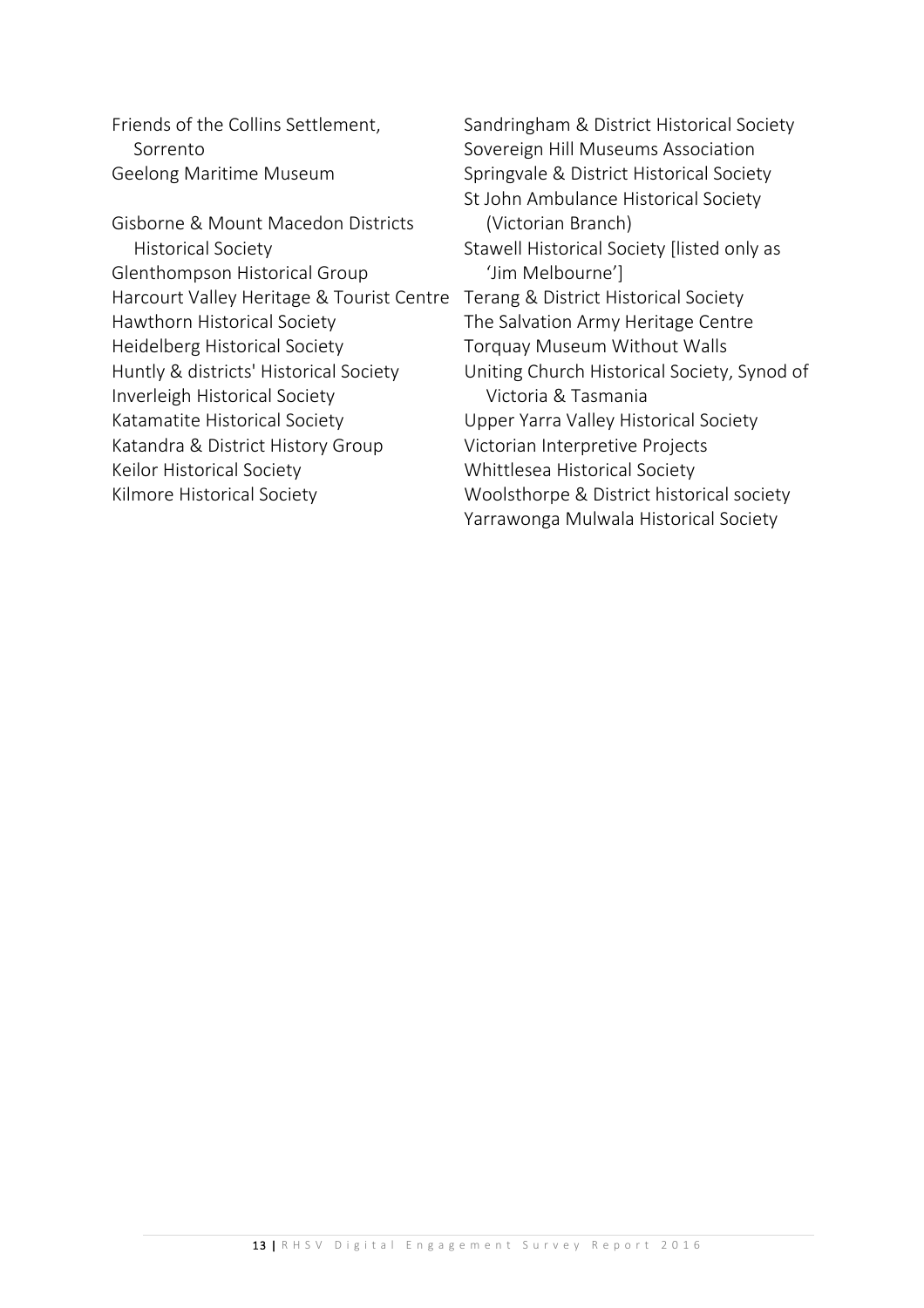Friends of the Collins Settlement, Sorrento
Geelong Maritime Museum

Gisborne & Mount Macedon Districts Historical Society
Glenthompson Historical Group
Harcourt Valley Heritage & Tourist Centre
Hawthorn Historical Society
Heidelberg Historical Society
Huntly & districts' Historical Society
Inverleigh Historical Society
Katamatite Historical Society
Katandra & District History Group
Keilor Historical Society
Kilmore Historical Society
Sandringham & District Historical Society
Sovereign Hill Museums Association
Springvale & District Historical Society
St John Ambulance Historical Society (Victorian Branch)
Stawell Historical Society [listed only as 'Jim Melbourne']
Terang & District Historical Society
The Salvation Army Heritage Centre
Torquay Museum Without Walls
Uniting Church Historical Society, Synod of Victoria & Tasmania
Upper Yarra Valley Historical Society
Victorian Interpretive Projects
Whittlesea Historical Society
Woolsthorpe & District historical society
Yarrawonga Mulwala Historical Society